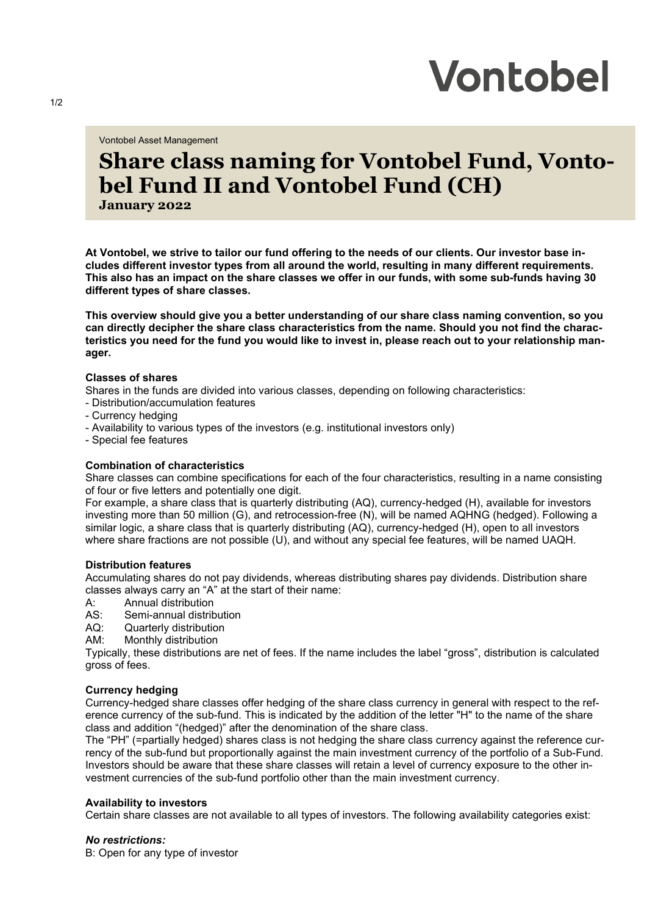Vontobel

Vontobel Asset Management

# Share class naming for Vontobel Fund, Vontobel Fund II and Vontobel Fund (CH)

**January 2022**

**At Vontobel, we strive to tailor our fund offering to the needs of our clients. Our investor base includes different investor types from all around the world, resulting in many different requirements. This also has an impact on the share classes we offer in our funds, with some sub-funds having 30 different types of share classes.**

**This overview should give you a better understanding of our share class naming convention, so you can directly decipher the share class characteristics from the name. Should you not find the characteristics you need for the fund you would like to invest in, please reach out to your relationship manager.**

### Classes of shares

Shares in the funds are divided into various classes, depending on following characteristics:

- Distribution/accumulation features
- Currency hedging
- Availability to various types of the investors (e.g. institutional investors only)
- Special fee features

### Combination of characteristics

Share classes can combine specifications for each of the four characteristics, resulting in a name consisting of four or five letters and potentially one digit.

For example, a share class that is quarterly distributing (AQ), currency-hedged (H), available for investors investing more than 50 million (G), and retrocession-free (N), will be named AQHNG (hedged). Following a similar logic, a share class that is quarterly distributing (AQ), currency-hedged (H), open to all investors where share fractions are not possible (U), and without any special fee features, will be named UAQH.

### Distribution features

Accumulating shares do not pay dividends, whereas distributing shares pay dividends. Distribution share classes always carry an "A" at the start of their name:

A: Annual distribution
AS: Semi-annual distribution
AQ: Quarterly distribution
AM: Monthly distribution

Typically, these distributions are net of fees. If the name includes the label "gross", distribution is calculated gross of fees.

### Currency hedging

Currency-hedged share classes offer hedging of the share class currency in general with respect to the reference currency of the sub-fund. This is indicated by the addition of the letter "H" to the name of the share class and addition "(hedged)" after the denomination of the share class.

The "PH" (=partially hedged) shares class is not hedging the share class currency against the reference currency of the sub-fund but proportionally against the main investment currency of the portfolio of a Sub-Fund. Investors should be aware that these share classes will retain a level of currency exposure to the other investment currencies of the sub-fund portfolio other than the main investment currency.

### Availability to investors

Certain share classes are not available to all types of investors. The following availability categories exist:

***No restrictions:***

B: Open for any type of investor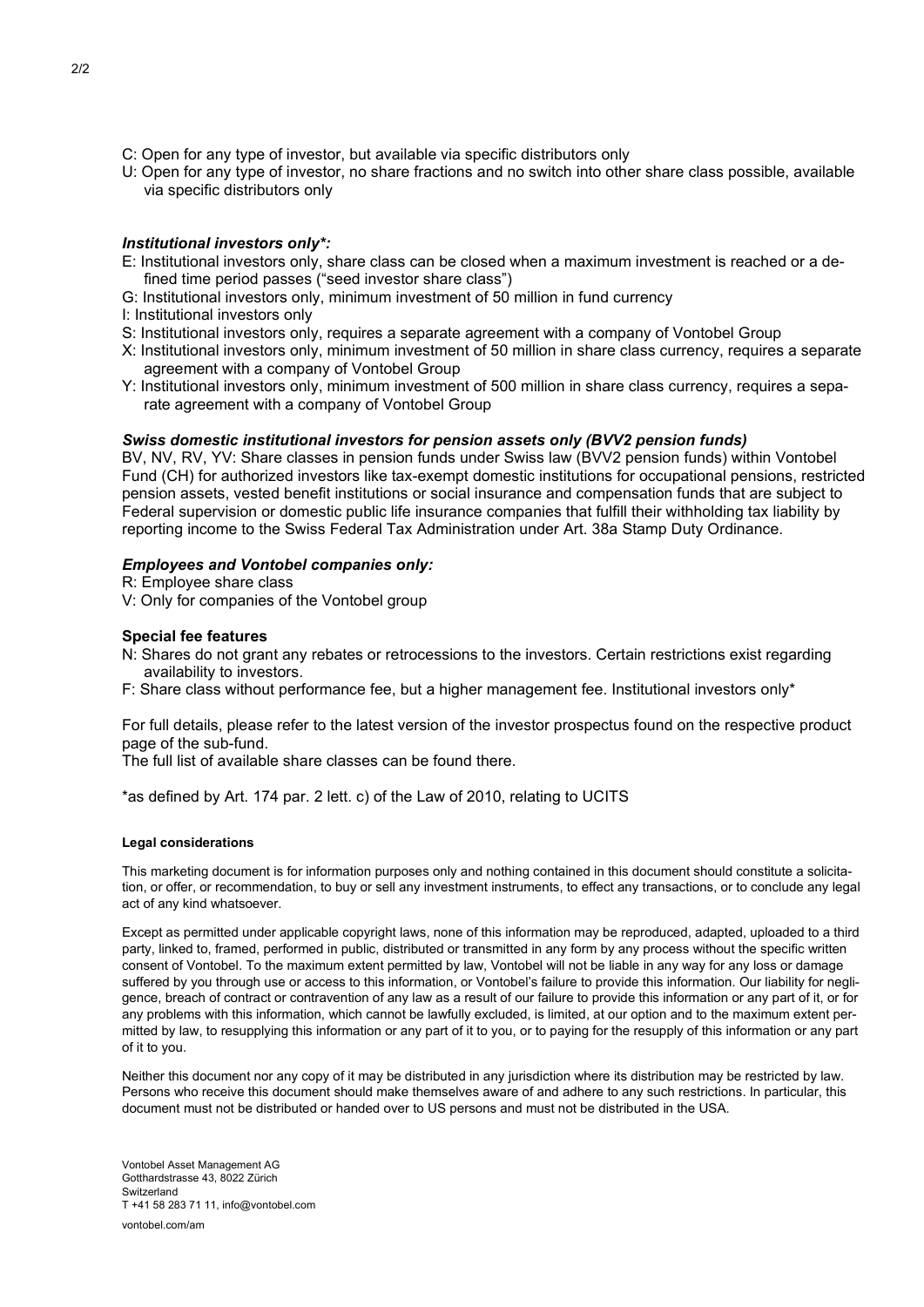C: Open for any type of investor, but available via specific distributors only
U: Open for any type of investor, no share fractions and no switch into other share class possible, available via specific distributors only

### *Institutional investors only*:*

E: Institutional investors only, share class can be closed when a maximum investment is reached or a defined time period passes ("seed investor share class")
G: Institutional investors only, minimum investment of 50 million in fund currency
I: Institutional investors only
S: Institutional investors only, requires a separate agreement with a company of Vontobel Group
X: Institutional investors only, minimum investment of 50 million in share class currency, requires a separate agreement with a company of Vontobel Group
Y: Institutional investors only, minimum investment of 500 million in share class currency, requires a separate agreement with a company of Vontobel Group

### *Swiss domestic institutional investors for pension assets only (BVV2 pension funds)*

BV, NV, RV, YV: Share classes in pension funds under Swiss law (BVV2 pension funds) within Vontobel Fund (CH) for authorized investors like tax-exempt domestic institutions for occupational pensions, restricted pension assets, vested benefit institutions or social insurance and compensation funds that are subject to Federal supervision or domestic public life insurance companies that fulfill their withholding tax liability by reporting income to the Swiss Federal Tax Administration under Art. 38a Stamp Duty Ordinance.

### *Employees and Vontobel companies only:*

R: Employee share class
V: Only for companies of the Vontobel group

### **Special fee features**

N: Shares do not grant any rebates or retrocessions to the investors. Certain restrictions exist regarding availability to investors.
F: Share class without performance fee, but a higher management fee. Institutional investors only*

For full details, please refer to the latest version of the investor prospectus found on the respective product page of the sub-fund.
The full list of available share classes can be found there.

*as defined by Art. 174 par. 2 lett. c) of the Law of 2010, relating to UCITS

#### **Legal considerations**

This marketing document is for information purposes only and nothing contained in this document should constitute a solicitation, or offer, or recommendation, to buy or sell any investment instruments, to effect any transactions, or to conclude any legal act of any kind whatsoever.

Except as permitted under applicable copyright laws, none of this information may be reproduced, adapted, uploaded to a third party, linked to, framed, performed in public, distributed or transmitted in any form by any process without the specific written consent of Vontobel. To the maximum extent permitted by law, Vontobel will not be liable in any way for any loss or damage suffered by you through use or access to this information, or Vontobel's failure to provide this information. Our liability for negligence, breach of contract or contravention of any law as a result of our failure to provide this information or any part of it, or for any problems with this information, which cannot be lawfully excluded, is limited, at our option and to the maximum extent permitted by law, to resupplying this information or any part of it to you, or to paying for the resupply of this information or any part of it to you.

Neither this document nor any copy of it may be distributed in any jurisdiction where its distribution may be restricted by law. Persons who receive this document should make themselves aware of and adhere to any such restrictions. In particular, this document must not be distributed or handed over to US persons and must not be distributed in the USA.

Vontobel Asset Management AG
Gotthardstrasse 43, 8022 Zürich
Switzerland
T +41 58 283 71 11, info@vontobel.com

vontobel.com/am